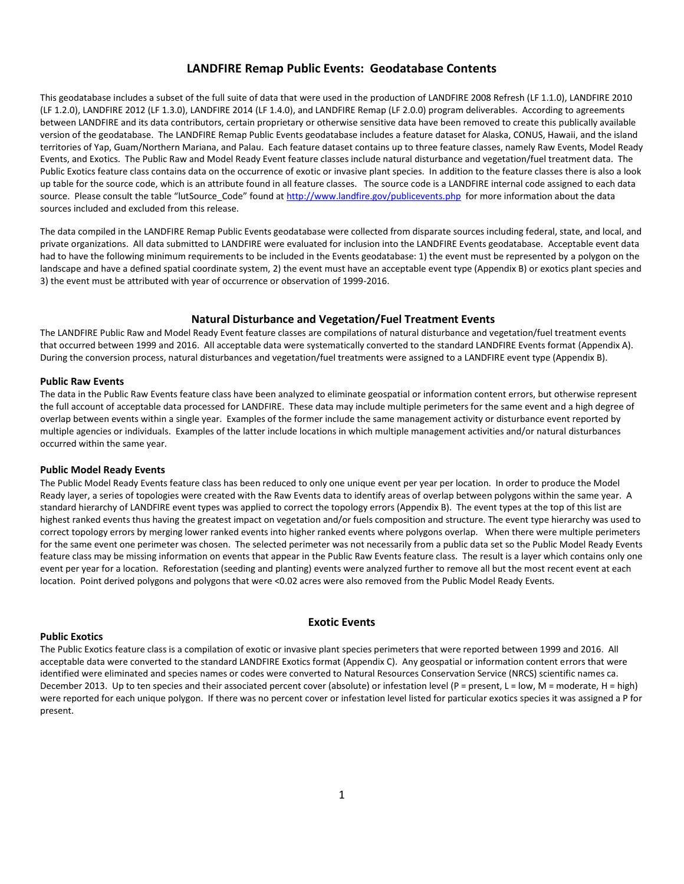# LANDFIRE Remap Public Events: Geodatabase Contents

This geodatabase includes a subset of the full suite of data that were used in the production of LANDFIRE 2008 Refresh (LF 1.1.0), LANDFIRE 2010 (LF 1.2.0), LANDFIRE 2012 (LF 1.3.0), LANDFIRE 2014 (LF 1.4.0), and LANDFIRE Remap (LF 2.0.0) program deliverables. According to agreements between LANDFIRE and its data contributors, certain proprietary or otherwise sensitive data have been removed to create this publically available version of the geodatabase. The LANDFIRE Remap Public Events geodatabase includes a feature dataset for Alaska, CONUS, Hawaii, and the island territories of Yap, Guam/Northern Mariana, and Palau. Each feature dataset contains up to three feature classes, namely Raw Events, Model Ready Events, and Exotics. The Public Raw and Model Ready Event feature classes include natural disturbance and vegetation/fuel treatment data. The Public Exotics feature class contains data on the occurrence of exotic or invasive plant species. In addition to the feature classes there is also a look up table for the source code, which is an attribute found in all feature classes. The source code is a LANDFIRE internal code assigned to each data source. Please consult the table "lutSource_Code" found at http://www.landfire.gov/publicevents.php for more information about the data sources included and excluded from this release.

The data compiled in the LANDFIRE Remap Public Events geodatabase were collected from disparate sources including federal, state, and local, and private organizations. All data submitted to LANDFIRE were evaluated for inclusion into the LANDFIRE Events geodatabase. Acceptable event data had to have the following minimum requirements to be included in the Events geodatabase: 1) the event must be represented by a polygon on the landscape and have a defined spatial coordinate system, 2) the event must have an acceptable event type (Appendix B) or exotics plant species and 3) the event must be attributed with year of occurrence or observation of 1999-2016.

## Natural Disturbance and Vegetation/Fuel Treatment Events

The LANDFIRE Public Raw and Model Ready Event feature classes are compilations of natural disturbance and vegetation/fuel treatment events that occurred between 1999 and 2016. All acceptable data were systematically converted to the standard LANDFIRE Events format (Appendix A). During the conversion process, natural disturbances and vegetation/fuel treatments were assigned to a LANDFIRE event type (Appendix B).

### Public Raw Events

The data in the Public Raw Events feature class have been analyzed to eliminate geospatial or information content errors, but otherwise represent the full account of acceptable data processed for LANDFIRE. These data may include multiple perimeters for the same event and a high degree of overlap between events within a single year. Examples of the former include the same management activity or disturbance event reported by multiple agencies or individuals. Examples of the latter include locations in which multiple management activities and/or natural disturbances occurred within the same year.

### Public Model Ready Events

The Public Model Ready Events feature class has been reduced to only one unique event per year per location. In order to produce the Model Ready layer, a series of topologies were created with the Raw Events data to identify areas of overlap between polygons within the same year. A standard hierarchy of LANDFIRE event types was applied to correct the topology errors (Appendix B). The event types at the top of this list are highest ranked events thus having the greatest impact on vegetation and/or fuels composition and structure. The event type hierarchy was used to correct topology errors by merging lower ranked events into higher ranked events where polygons overlap. When there were multiple perimeters for the same event one perimeter was chosen. The selected perimeter was not necessarily from a public data set so the Public Model Ready Events feature class may be missing information on events that appear in the Public Raw Events feature class. The result is a layer which contains only one event per year for a location. Reforestation (seeding and planting) events were analyzed further to remove all but the most recent event at each location. Point derived polygons and polygons that were <0.02 acres were also removed from the Public Model Ready Events.

## Exotic Events

### Public Exotics

The Public Exotics feature class is a compilation of exotic or invasive plant species perimeters that were reported between 1999 and 2016. All acceptable data were converted to the standard LANDFIRE Exotics format (Appendix C). Any geospatial or information content errors that were identified were eliminated and species names or codes were converted to Natural Resources Conservation Service (NRCS) scientific names ca. December 2013. Up to ten species and their associated percent cover (absolute) or infestation level (P = present, L = low, M = moderate, H = high) were reported for each unique polygon. If there was no percent cover or infestation level listed for particular exotics species it was assigned a P for present.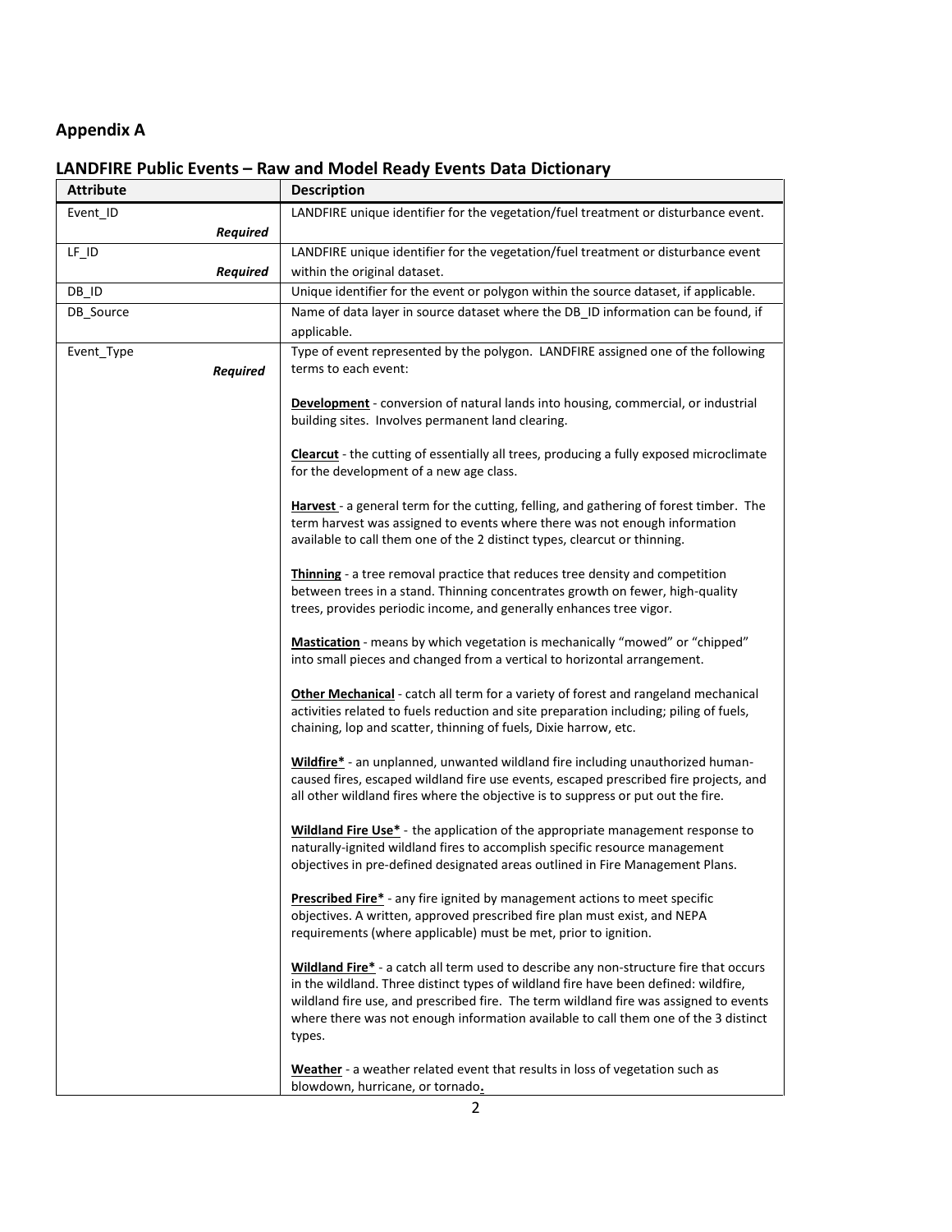## Appendix A

### LANDFIRE Public Events – Raw and Model Ready Events Data Dictionary

| Attribute | Description |
|---|---|
| Event_ID *Required* | LANDFIRE unique identifier for the vegetation/fuel treatment or disturbance event. |
| LF_ID *Required* | LANDFIRE unique identifier for the vegetation/fuel treatment or disturbance event within the original dataset. |
| DB_ID | Unique identifier for the event or polygon within the source dataset, if applicable. |
| DB_Source | Name of data layer in source dataset where the DB_ID information can be found, if applicable. |
| Event_Type *Required* | Type of event represented by the polygon. LANDFIRE assigned one of the following terms to each event:<br><br>**Development** - conversion of natural lands into housing, commercial, or industrial building sites. Involves permanent land clearing.<br><br>**Clearcut** - the cutting of essentially all trees, producing a fully exposed microclimate for the development of a new age class.<br><br>**Harvest** - a general term for the cutting, felling, and gathering of forest timber. The term harvest was assigned to events where there was not enough information available to call them one of the 2 distinct types, clearcut or thinning.<br><br>**Thinning** - a tree removal practice that reduces tree density and competition between trees in a stand. Thinning concentrates growth on fewer, high-quality trees, provides periodic income, and generally enhances tree vigor.<br><br>**Mastication** - means by which vegetation is mechanically "mowed" or "chipped" into small pieces and changed from a vertical to horizontal arrangement.<br><br>**Other Mechanical** - catch all term for a variety of forest and rangeland mechanical activities related to fuels reduction and site preparation including; piling of fuels, chaining, lop and scatter, thinning of fuels, Dixie harrow, etc.<br><br>**Wildfire*** - an unplanned, unwanted wildland fire including unauthorized human-caused fires, escaped wildland fire use events, escaped prescribed fire projects, and all other wildland fires where the objective is to suppress or put out the fire.<br><br>**Wildland Fire Use*** - the application of the appropriate management response to naturally-ignited wildland fires to accomplish specific resource management objectives in pre-defined designated areas outlined in Fire Management Plans.<br><br>**Prescribed Fire*** - any fire ignited by management actions to meet specific objectives. A written, approved prescribed fire plan must exist, and NEPA requirements (where applicable) must be met, prior to ignition.<br><br>**Wildland Fire*** - a catch all term used to describe any non-structure fire that occurs in the wildland. Three distinct types of wildland fire have been defined: wildfire, wildland fire use, and prescribed fire. The term wildland fire was assigned to events where there was not enough information available to call them one of the 3 distinct types.<br><br>**Weather** - a weather related event that results in loss of vegetation such as blowdown, hurricane, or tornado. |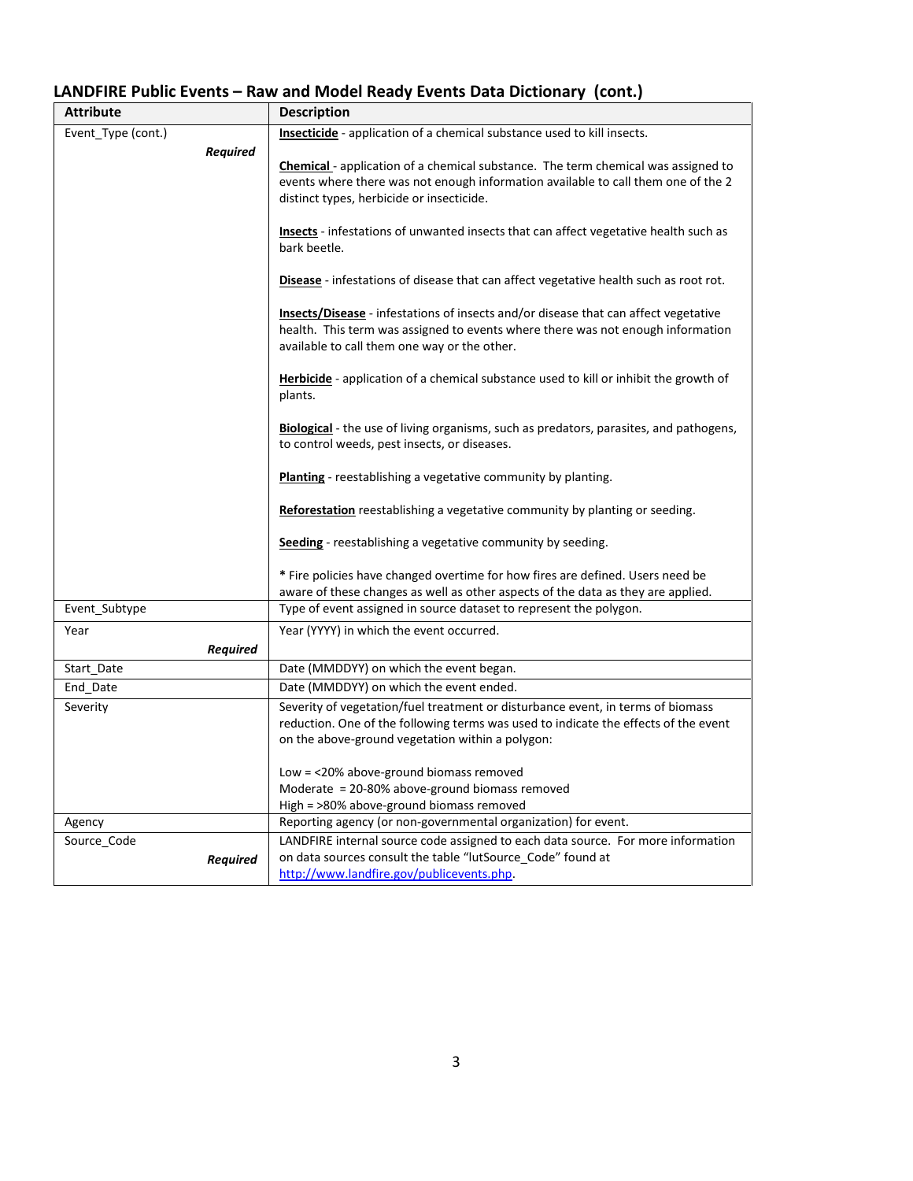### LANDFIRE Public Events – Raw and Model Ready Events Data Dictionary (cont.)

| Attribute | Description |
|---|---|
| Event_Type (cont.) ***Required*** | **Insecticide** - application of a chemical substance used to kill insects.<br><br>**Chemical** - application of a chemical substance. The term chemical was assigned to events where there was not enough information available to call them one of the 2 distinct types, herbicide or insecticide.<br><br>**Insects** - infestations of unwanted insects that can affect vegetative health such as bark beetle.<br><br>**Disease** - infestations of disease that can affect vegetative health such as root rot.<br><br>**Insects/Disease** - infestations of insects and/or disease that can affect vegetative health. This term was assigned to events where there was not enough information available to call them one way or the other.<br><br>**Herbicide** - application of a chemical substance used to kill or inhibit the growth of plants.<br><br>**Biological** - the use of living organisms, such as predators, parasites, and pathogens, to control weeds, pest insects, or diseases.<br><br>**Planting** - reestablishing a vegetative community by planting.<br><br>**Reforestation** reestablishing a vegetative community by planting or seeding.<br><br>**Seeding** - reestablishing a vegetative community by seeding.<br><br>* Fire policies have changed overtime for how fires are defined. Users need be aware of these changes as well as other aspects of the data as they are applied. |
| Event_Subtype | Type of event assigned in source dataset to represent the polygon. |
| Year ***Required*** | Year (YYYY) in which the event occurred. |
| Start_Date | Date (MMDDYY) on which the event began. |
| End_Date | Date (MMDDYY) on which the event ended. |
| Severity | Severity of vegetation/fuel treatment or disturbance event, in terms of biomass reduction. One of the following terms was used to indicate the effects of the event on the above-ground vegetation within a polygon:<br><br>Low = <20% above-ground biomass removed<br>Moderate = 20-80% above-ground biomass removed<br>High = >80% above-ground biomass removed |
| Agency | Reporting agency (or non-governmental organization) for event. |
| Source_Code ***Required*** | LANDFIRE internal source code assigned to each data source. For more information on data sources consult the table "lutSource_Code" found at http://www.landfire.gov/publicevents.php. |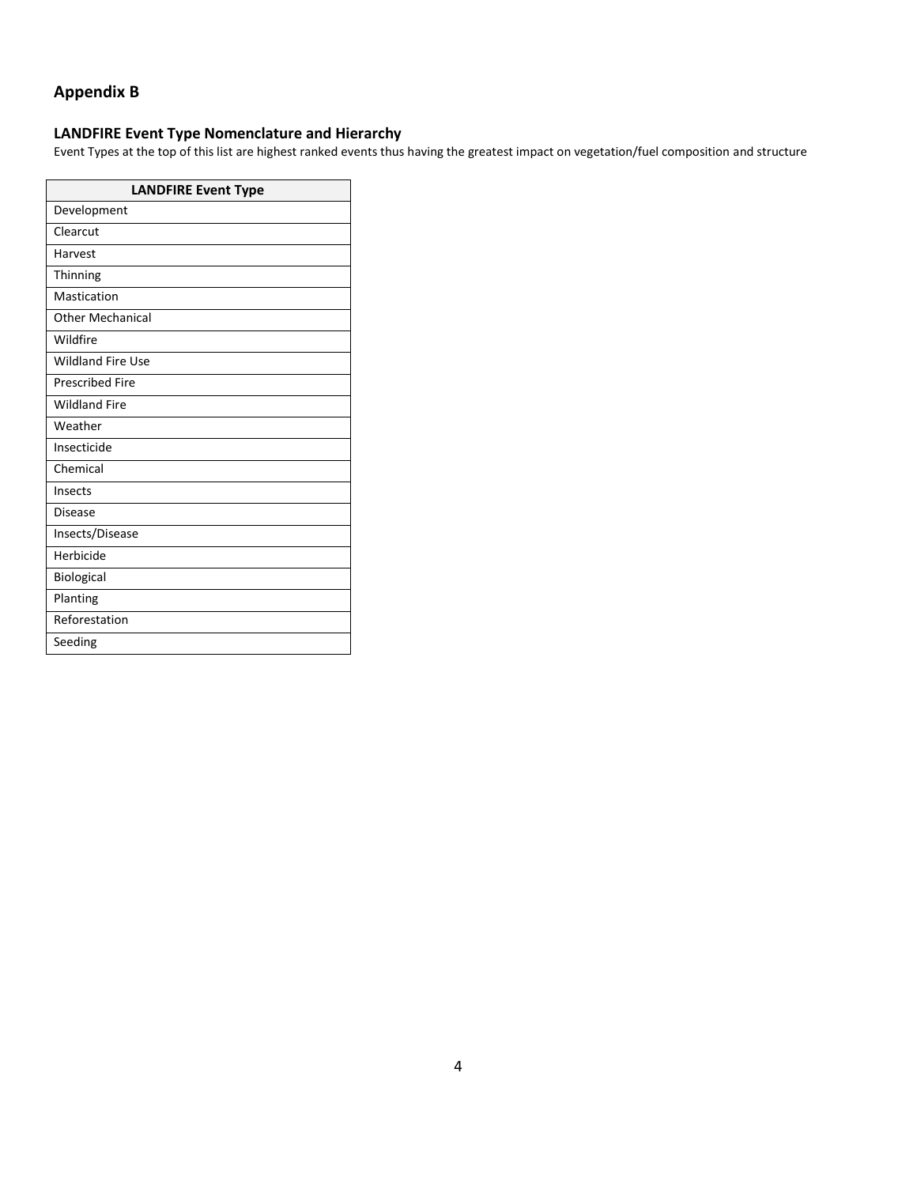## Appendix B

### LANDFIRE Event Type Nomenclature and Hierarchy

Event Types at the top of this list are highest ranked events thus having the greatest impact on vegetation/fuel composition and structure

| LANDFIRE Event Type |
| --- |
| Development |
| Clearcut |
| Harvest |
| Thinning |
| Mastication |
| Other Mechanical |
| Wildfire |
| Wildland Fire Use |
| Prescribed Fire |
| Wildland Fire |
| Weather |
| Insecticide |
| Chemical |
| Insects |
| Disease |
| Insects/Disease |
| Herbicide |
| Biological |
| Planting |
| Reforestation |
| Seeding |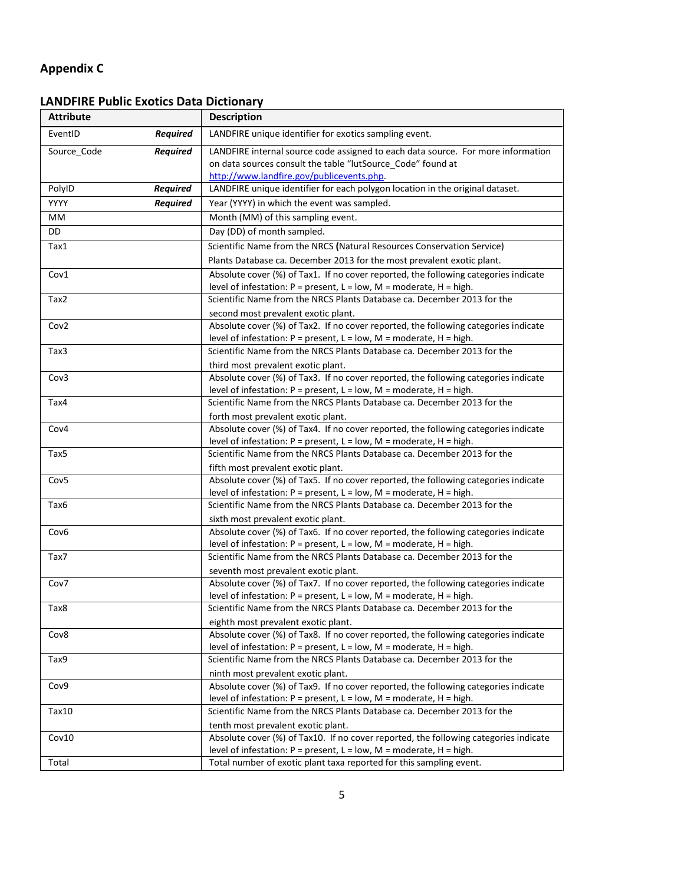## Appendix C

### LANDFIRE Public Exotics Data Dictionary

| Attribute | | Description |
|---|---|---|
| EventID | ***Required*** | LANDFIRE unique identifier for exotics sampling event. |
| Source_Code | ***Required*** | LANDFIRE internal source code assigned to each data source. For more information on data sources consult the table "lutSource_Code" found at http://www.landfire.gov/publicevents.php. |
| PolyID | ***Required*** | LANDFIRE unique identifier for each polygon location in the original dataset. |
| YYYY | ***Required*** | Year (YYYY) in which the event was sampled. |
| MM | | Month (MM) of this sampling event. |
| DD | | Day (DD) of month sampled. |
| Tax1 | | Scientific Name from the NRCS **(**Natural Resources Conservation Service) Plants Database ca. December 2013 for the most prevalent exotic plant. |
| Cov1 | | Absolute cover (%) of Tax1. If no cover reported, the following categories indicate level of infestation: P = present, L = low, M = moderate, H = high. |
| Tax2 | | Scientific Name from the NRCS Plants Database ca. December 2013 for the second most prevalent exotic plant. |
| Cov2 | | Absolute cover (%) of Tax2. If no cover reported, the following categories indicate level of infestation: P = present, L = low, M = moderate, H = high. |
| Tax3 | | Scientific Name from the NRCS Plants Database ca. December 2013 for the third most prevalent exotic plant. |
| Cov3 | | Absolute cover (%) of Tax3. If no cover reported, the following categories indicate level of infestation: P = present, L = low, M = moderate, H = high. |
| Tax4 | | Scientific Name from the NRCS Plants Database ca. December 2013 for the forth most prevalent exotic plant. |
| Cov4 | | Absolute cover (%) of Tax4. If no cover reported, the following categories indicate level of infestation: P = present, L = low, M = moderate, H = high. |
| Tax5 | | Scientific Name from the NRCS Plants Database ca. December 2013 for the fifth most prevalent exotic plant. |
| Cov5 | | Absolute cover (%) of Tax5. If no cover reported, the following categories indicate level of infestation: P = present, L = low, M = moderate, H = high. |
| Tax6 | | Scientific Name from the NRCS Plants Database ca. December 2013 for the sixth most prevalent exotic plant. |
| Cov6 | | Absolute cover (%) of Tax6. If no cover reported, the following categories indicate level of infestation: P = present, L = low, M = moderate, H = high. |
| Tax7 | | Scientific Name from the NRCS Plants Database ca. December 2013 for the seventh most prevalent exotic plant. |
| Cov7 | | Absolute cover (%) of Tax7. If no cover reported, the following categories indicate level of infestation: P = present, L = low, M = moderate, H = high. |
| Tax8 | | Scientific Name from the NRCS Plants Database ca. December 2013 for the eighth most prevalent exotic plant. |
| Cov8 | | Absolute cover (%) of Tax8. If no cover reported, the following categories indicate level of infestation: P = present, L = low, M = moderate, H = high. |
| Tax9 | | Scientific Name from the NRCS Plants Database ca. December 2013 for the ninth most prevalent exotic plant. |
| Cov9 | | Absolute cover (%) of Tax9. If no cover reported, the following categories indicate level of infestation: P = present, L = low, M = moderate, H = high. |
| Tax10 | | Scientific Name from the NRCS Plants Database ca. December 2013 for the tenth most prevalent exotic plant. |
| Cov10 | | Absolute cover (%) of Tax10. If no cover reported, the following categories indicate level of infestation: P = present, L = low, M = moderate, H = high. |
| Total | | Total number of exotic plant taxa reported for this sampling event. |